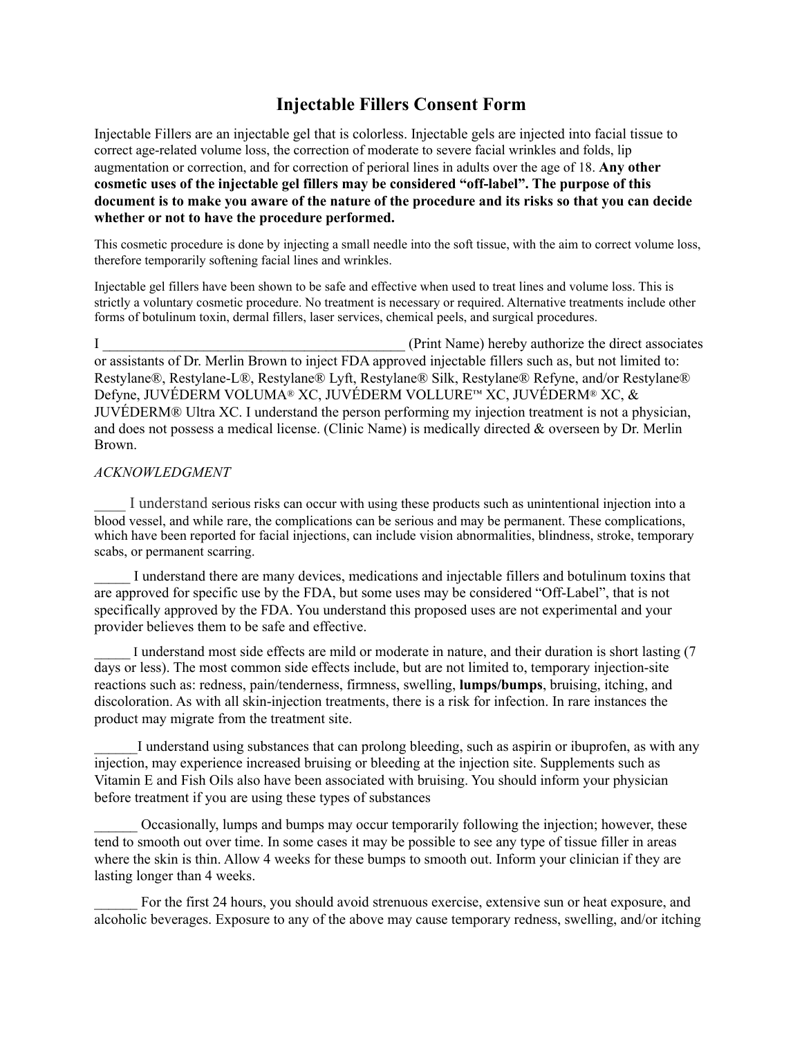# Injectable Fillers Consent Form

Injectable Fillers are an injectable gel that is colorless. Injectable gels are injected into facial tissue to correct age-related volume loss, the correction of moderate to severe facial wrinkles and folds, lip augmentation or correction, and for correction of perioral lines in adults over the age of 18. **Any other cosmetic uses of the injectable gel fillers may be considered "off-label". The purpose of this document is to make you aware of the nature of the procedure and its risks so that you can decide whether or not to have the procedure performed.**

This cosmetic procedure is done by injecting a small needle into the soft tissue, with the aim to correct volume loss, therefore temporarily softening facial lines and wrinkles.

Injectable gel fillers have been shown to be safe and effective when used to treat lines and volume loss. This is strictly a voluntary cosmetic procedure. No treatment is necessary or required. Alternative treatments include other forms of botulinum toxin, dermal fillers, laser services, chemical peels, and surgical procedures.

I __________________________________________ (Print Name) hereby authorize the direct associates or assistants of Dr. Merlin Brown to inject FDA approved injectable fillers such as, but not limited to: Restylane®, Restylane-L®, Restylane® Lyft, Restylane® Silk, Restylane® Refyne, and/or Restylane® Defyne, JUVÉDERM VOLUMA® XC, JUVÉDERM VOLLURE™ XC, JUVÉDERM® XC, & JUVÉDERM® Ultra XC. I understand the person performing my injection treatment is not a physician, and does not possess a medical license. (Clinic Name) is medically directed & overseen by Dr. Merlin Brown.

*ACKNOWLEDGMENT*

____ I understand serious risks can occur with using these products such as unintentional injection into a blood vessel, and while rare, the complications can be serious and may be permanent. These complications, which have been reported for facial injections, can include vision abnormalities, blindness, stroke, temporary scabs, or permanent scarring.

_____ I understand there are many devices, medications and injectable fillers and botulinum toxins that are approved for specific use by the FDA, but some uses may be considered "Off-Label", that is not specifically approved by the FDA. You understand this proposed uses are not experimental and your provider believes them to be safe and effective.

_____ I understand most side effects are mild or moderate in nature, and their duration is short lasting (7 days or less). The most common side effects include, but are not limited to, temporary injection-site reactions such as: redness, pain/tenderness, firmness, swelling, **lumps/bumps**, bruising, itching, and discoloration. As with all skin-injection treatments, there is a risk for infection. In rare instances the product may migrate from the treatment site.

______I understand using substances that can prolong bleeding, such as aspirin or ibuprofen, as with any injection, may experience increased bruising or bleeding at the injection site. Supplements such as Vitamin E and Fish Oils also have been associated with bruising. You should inform your physician before treatment if you are using these types of substances

______ Occasionally, lumps and bumps may occur temporarily following the injection; however, these tend to smooth out over time. In some cases it may be possible to see any type of tissue filler in areas where the skin is thin. Allow 4 weeks for these bumps to smooth out. Inform your clinician if they are lasting longer than 4 weeks.

______ For the first 24 hours, you should avoid strenuous exercise, extensive sun or heat exposure, and alcoholic beverages. Exposure to any of the above may cause temporary redness, swelling, and/or itching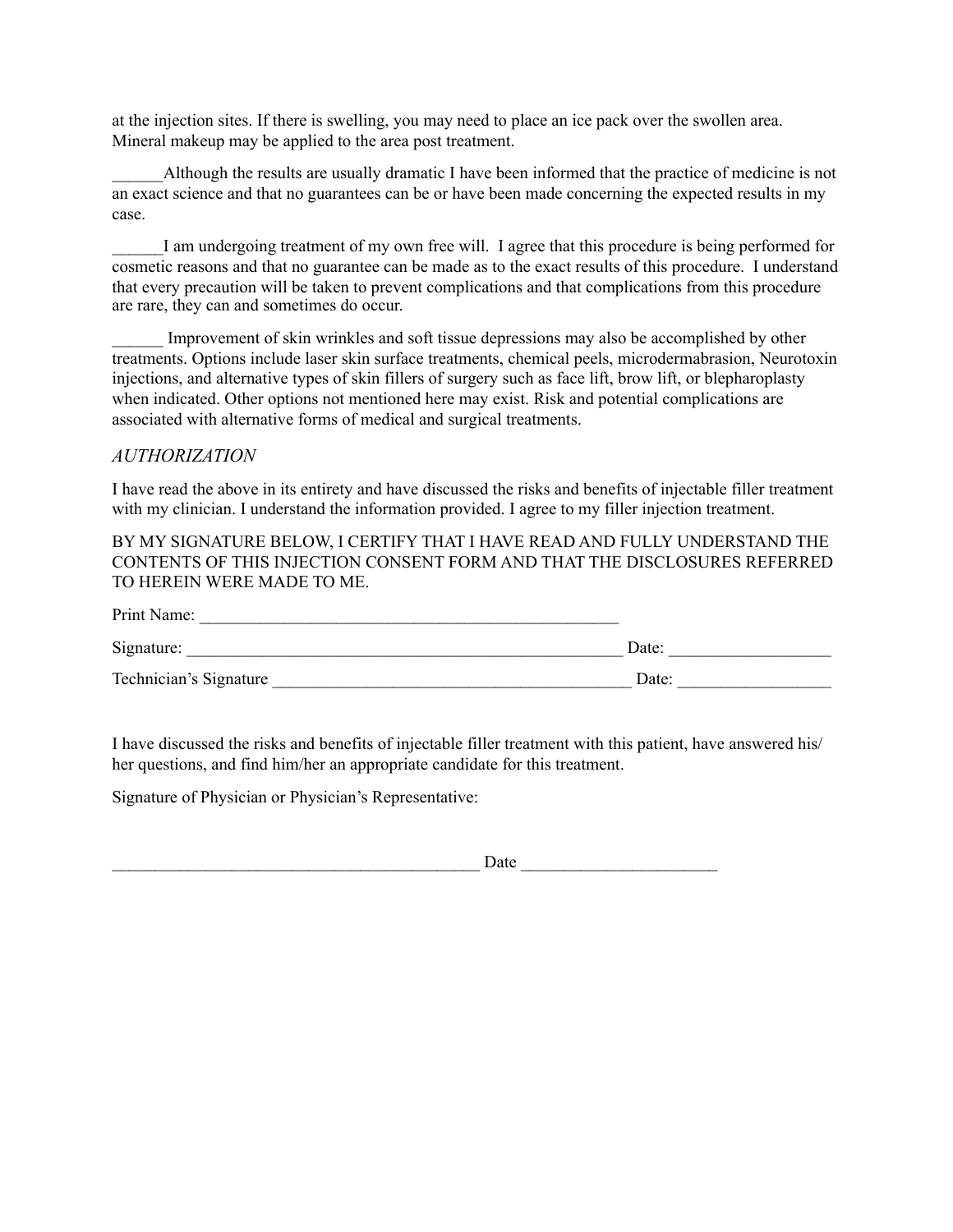at the injection sites. If there is swelling, you may need to place an ice pack over the swollen area. Mineral makeup may be applied to the area post treatment.

______Although the results are usually dramatic I have been informed that the practice of medicine is not an exact science and that no guarantees can be or have been made concerning the expected results in my case.

______I am undergoing treatment of my own free will. I agree that this procedure is being performed for cosmetic reasons and that no guarantee can be made as to the exact results of this procedure. I understand that every precaution will be taken to prevent complications and that complications from this procedure are rare, they can and sometimes do occur.

______ Improvement of skin wrinkles and soft tissue depressions may also be accomplished by other treatments. Options include laser skin surface treatments, chemical peels, microdermabrasion, Neurotoxin injections, and alternative types of skin fillers of surgery such as face lift, brow lift, or blepharoplasty when indicated. Other options not mentioned here may exist. Risk and potential complications are associated with alternative forms of medical and surgical treatments.

*AUTHORIZATION*

I have read the above in its entirety and have discussed the risks and benefits of injectable filler treatment with my clinician. I understand the information provided. I agree to my filler injection treatment.

BY MY SIGNATURE BELOW, I CERTIFY THAT I HAVE READ AND FULLY UNDERSTAND THE CONTENTS OF THIS INJECTION CONSENT FORM AND THAT THE DISCLOSURES REFERRED TO HEREIN WERE MADE TO ME.

Print Name: ____________________________________________________

Signature: ______________________________________________________ Date: ___________________

Technician's Signature ____________________________________________ Date: __________________

I have discussed the risks and benefits of injectable filler treatment with this patient, have answered his/her questions, and find him/her an appropriate candidate for this treatment.

Signature of Physician or Physician's Representative:

_____________________________________________ Date _______________________